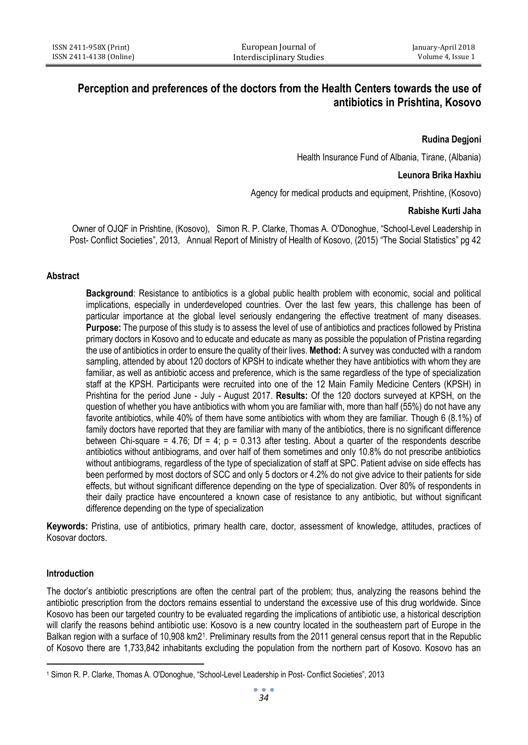# Perception and preferences of the doctors from the Health Centers towards the use of antibiotics in Prishtina, Kosovo

**Rudina Degjoni**

Health Insurance Fund of Albania, Tirane, (Albania)

**Leunora Brika Haxhiu**

Agency for medical products and equipment, Prishtine, (Kosovo)

**Rabishe Kurti Jaha**

Owner of OJQF in Prishtine, (Kosovo), Simon R. P. Clarke, Thomas A. O'Donoghue, "School-Level Leadership in Post- Conflict Societies", 2013, Annual Report of Ministry of Health of Kosovo, (2015) "The Social Statistics" pg 42

## Abstract

**Background**: Resistance to antibiotics is a global public health problem with economic, social and political implications, especially in underdeveloped countries. Over the last few years, this challenge has been of particular importance at the global level seriously endangering the effective treatment of many diseases. **Purpose:** The purpose of this study is to assess the level of use of antibiotics and practices followed by Pristina primary doctors in Kosovo and to educate and educate as many as possible the population of Pristina regarding the use of antibiotics in order to ensure the quality of their lives. **Method:** A survey was conducted with a random sampling, attended by about 120 doctors of KPSH to indicate whether they have antibiotics with whom they are familiar, as well as antibiotic access and preference, which is the same regardless of the type of specialization staff at the KPSH. Participants were recruited into one of the 12 Main Family Medicine Centers (KPSH) in Prishtina for the period June - July - August 2017. **Results:** Of the 120 doctors surveyed at KPSH, on the question of whether you have antibiotics with whom you are familiar with, more than half (55%) do not have any favorite antibiotics, while 40% of them have some antibiotics with whom they are familiar. Though 6 (8.1%) of family doctors have reported that they are familiar with many of the antibiotics, there is no significant difference between Chi-square = 4.76; Df = 4; p = 0.313 after testing. About a quarter of the respondents describe antibiotics without antibiograms, and over half of them sometimes and only 10.8% do not prescribe antibiotics without antibiograms, regardless of the type of specialization of staff at SPC. Patient advise on side effects has been performed by most doctors of SCC and only 5 doctors or 4.2% do not give advice to their patients for side effects, but without significant difference depending on the type of specialization. Over 80% of respondents in their daily practice have encountered a known case of resistance to any antibiotic, but without significant difference depending on the type of specialization

**Keywords:** Pristina, use of antibiotics, primary health care, doctor, assessment of knowledge, attitudes, practices of Kosovar doctors.

## Introduction

The doctor's antibiotic prescriptions are often the central part of the problem; thus, analyzing the reasons behind the antibiotic prescription from the doctors remains essential to understand the excessive use of this drug worldwide. Since Kosovo has been our targeted country to be evaluated regarding the implications of antibiotic use, a historical description will clarify the reasons behind antibiotic use: Kosovo is a new country located in the southeastern part of Europe in the Balkan region with a surface of 10,908 km2[1]. Preliminary results from the 2011 general census report that in the Republic of Kosovo there are 1,733,842 inhabitants excluding the population from the northern part of Kosovo. Kosovo has an

[1] Simon R. P. Clarke, Thomas A. O'Donoghue, "School-Level Leadership in Post- Conflict Societies", 2013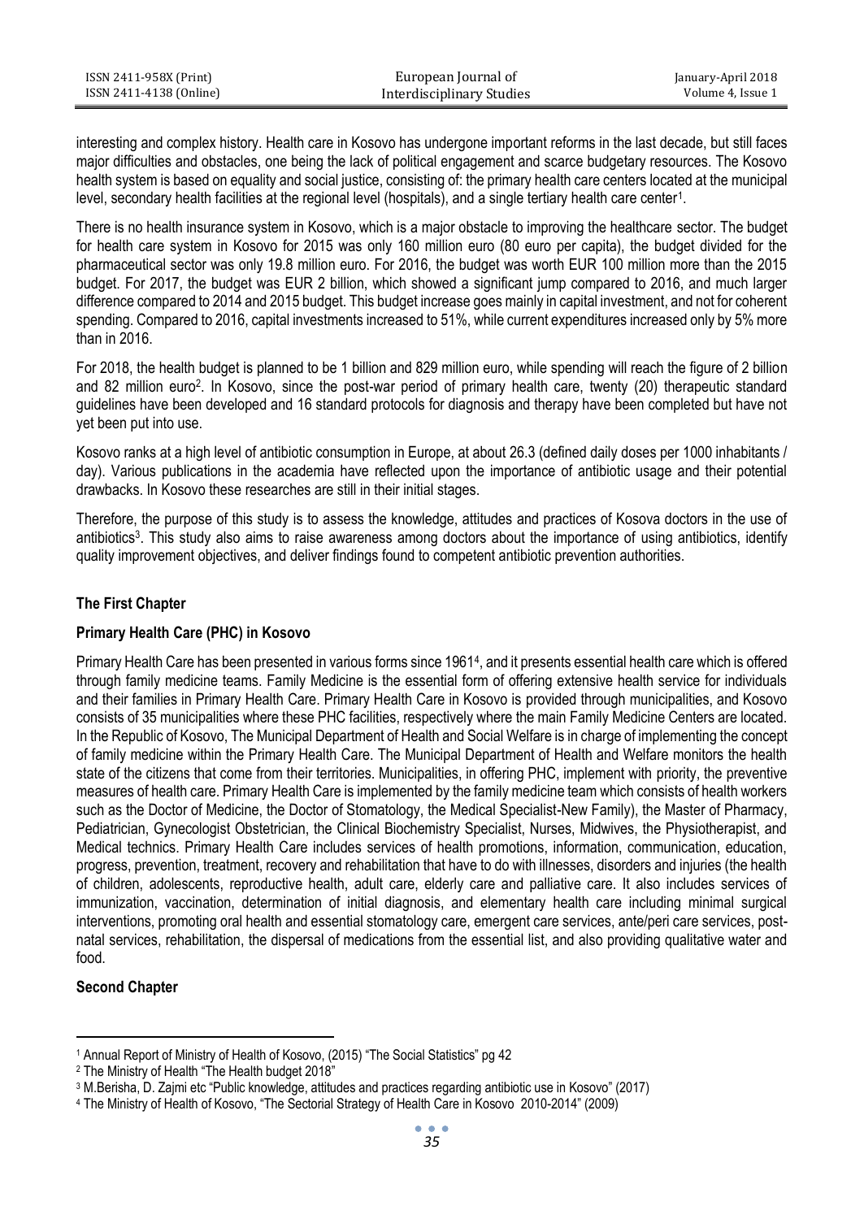interesting and complex history. Health care in Kosovo has undergone important reforms in the last decade, but still faces major difficulties and obstacles, one being the lack of political engagement and scarce budgetary resources. The Kosovo health system is based on equality and social justice, consisting of: the primary health care centers located at the municipal level, secondary health facilities at the regional level (hospitals), and a single tertiary health care center[1].

There is no health insurance system in Kosovo, which is a major obstacle to improving the healthcare sector. The budget for health care system in Kosovo for 2015 was only 160 million euro (80 euro per capita), the budget divided for the pharmaceutical sector was only 19.8 million euro. For 2016, the budget was worth EUR 100 million more than the 2015 budget. For 2017, the budget was EUR 2 billion, which showed a significant jump compared to 2016, and much larger difference compared to 2014 and 2015 budget. This budget increase goes mainly in capital investment, and not for coherent spending. Compared to 2016, capital investments increased to 51%, while current expenditures increased only by 5% more than in 2016.

For 2018, the health budget is planned to be 1 billion and 829 million euro, while spending will reach the figure of 2 billion and 82 million euro[2]. In Kosovo, since the post-war period of primary health care, twenty (20) therapeutic standard guidelines have been developed and 16 standard protocols for diagnosis and therapy have been completed but have not yet been put into use.

Kosovo ranks at a high level of antibiotic consumption in Europe, at about 26.3 (defined daily doses per 1000 inhabitants / day). Various publications in the academia have reflected upon the importance of antibiotic usage and their potential drawbacks. In Kosovo these researches are still in their initial stages.

Therefore, the purpose of this study is to assess the knowledge, attitudes and practices of Kosova doctors in the use of antibiotics[3]. This study also aims to raise awareness among doctors about the importance of using antibiotics, identify quality improvement objectives, and deliver findings found to competent antibiotic prevention authorities.

## The First Chapter

### Primary Health Care (PHC) in Kosovo

Primary Health Care has been presented in various forms since 1961[4], and it presents essential health care which is offered through family medicine teams. Family Medicine is the essential form of offering extensive health service for individuals and their families in Primary Health Care. Primary Health Care in Kosovo is provided through municipalities, and Kosovo consists of 35 municipalities where these PHC facilities, respectively where the main Family Medicine Centers are located. In the Republic of Kosovo, The Municipal Department of Health and Social Welfare is in charge of implementing the concept of family medicine within the Primary Health Care. The Municipal Department of Health and Welfare monitors the health state of the citizens that come from their territories. Municipalities, in offering PHC, implement with priority, the preventive measures of health care. Primary Health Care is implemented by the family medicine team which consists of health workers such as the Doctor of Medicine, the Doctor of Stomatology, the Medical Specialist-New Family), the Master of Pharmacy, Pediatrician, Gynecologist Obstetrician, the Clinical Biochemistry Specialist, Nurses, Midwives, the Physiotherapist, and Medical technics. Primary Health Care includes services of health promotions, information, communication, education, progress, prevention, treatment, recovery and rehabilitation that have to do with illnesses, disorders and injuries (the health of children, adolescents, reproductive health, adult care, elderly care and palliative care. It also includes services of immunization, vaccination, determination of initial diagnosis, and elementary health care including minimal surgical interventions, promoting oral health and essential stomatology care, emergent care services, ante/peri care services, post-natal services, rehabilitation, the dispersal of medications from the essential list, and also providing qualitative water and food.

## Second Chapter

---

[1] Annual Report of Ministry of Health of Kosovo, (2015) "The Social Statistics" pg 42

[2] The Ministry of Health "The Health budget 2018"

[3] M.Berisha, D. Zajmi etc "Public knowledge, attitudes and practices regarding antibiotic use in Kosovo" (2017)

[4] The Ministry of Health of Kosovo, "The Sectorial Strategy of Health Care in Kosovo 2010-2014" (2009)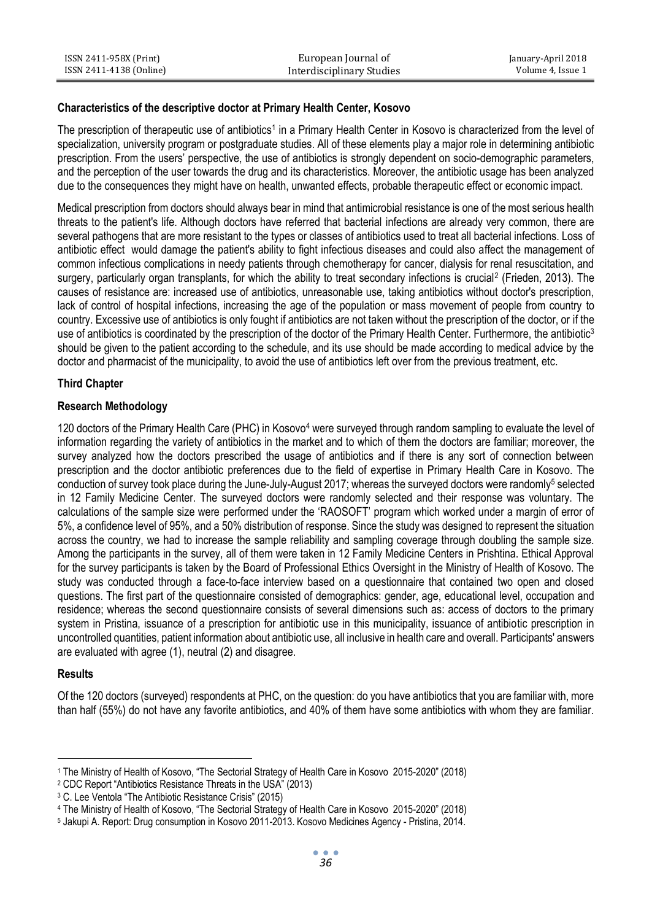### Characteristics of the descriptive doctor at Primary Health Center, Kosovo

The prescription of therapeutic use of antibiotics[1] in a Primary Health Center in Kosovo is characterized from the level of specialization, university program or postgraduate studies. All of these elements play a major role in determining antibiotic prescription. From the users' perspective, the use of antibiotics is strongly dependent on socio-demographic parameters, and the perception of the user towards the drug and its characteristics. Moreover, the antibiotic usage has been analyzed due to the consequences they might have on health, unwanted effects, probable therapeutic effect or economic impact.

Medical prescription from doctors should always bear in mind that antimicrobial resistance is one of the most serious health threats to the patient's life. Although doctors have referred that bacterial infections are already very common, there are several pathogens that are more resistant to the types or classes of antibiotics used to treat all bacterial infections. Loss of antibiotic effect would damage the patient's ability to fight infectious diseases and could also affect the management of common infectious complications in needy patients through chemotherapy for cancer, dialysis for renal resuscitation, and surgery, particularly organ transplants, for which the ability to treat secondary infections is crucial[2] (Frieden, 2013). The causes of resistance are: increased use of antibiotics, unreasonable use, taking antibiotics without doctor's prescription, lack of control of hospital infections, increasing the age of the population or mass movement of people from country to country. Excessive use of antibiotics is only fought if antibiotics are not taken without the prescription of the doctor, or if the use of antibiotics is coordinated by the prescription of the doctor of the Primary Health Center. Furthermore, the antibiotic[3] should be given to the patient according to the schedule, and its use should be made according to medical advice by the doctor and pharmacist of the municipality, to avoid the use of antibiotics left over from the previous treatment, etc.

### Third Chapter

### Research Methodology

120 doctors of the Primary Health Care (PHC) in Kosovo[4] were surveyed through random sampling to evaluate the level of information regarding the variety of antibiotics in the market and to which of them the doctors are familiar; moreover, the survey analyzed how the doctors prescribed the usage of antibiotics and if there is any sort of connection between prescription and the doctor antibiotic preferences due to the field of expertise in Primary Health Care in Kosovo. The conduction of survey took place during the June-July-August 2017; whereas the surveyed doctors were randomly[5] selected in 12 Family Medicine Center. The surveyed doctors were randomly selected and their response was voluntary. The calculations of the sample size were performed under the 'RAOSOFT' program which worked under a margin of error of 5%, a confidence level of 95%, and a 50% distribution of response. Since the study was designed to represent the situation across the country, we had to increase the sample reliability and sampling coverage through doubling the sample size. Among the participants in the survey, all of them were taken in 12 Family Medicine Centers in Prishtina. Ethical Approval for the survey participants is taken by the Board of Professional Ethics Oversight in the Ministry of Health of Kosovo. The study was conducted through a face-to-face interview based on a questionnaire that contained two open and closed questions. The first part of the questionnaire consisted of demographics: gender, age, educational level, occupation and residence; whereas the second questionnaire consists of several dimensions such as: access of doctors to the primary system in Pristina, issuance of a prescription for antibiotic use in this municipality, issuance of antibiotic prescription in uncontrolled quantities, patient information about antibiotic use, all inclusive in health care and overall. Participants' answers are evaluated with agree (1), neutral (2) and disagree.

### Results

Of the 120 doctors (surveyed) respondents at PHC, on the question: do you have antibiotics that you are familiar with, more than half (55%) do not have any favorite antibiotics, and 40% of them have some antibiotics with whom they are familiar.

---

[1] The Ministry of Health of Kosovo, "The Sectorial Strategy of Health Care in Kosovo 2015-2020" (2018)

[2] CDC Report "Antibiotics Resistance Threats in the USA" (2013)

[3] C. Lee Ventola "The Antibiotic Resistance Crisis" (2015)

[4] The Ministry of Health of Kosovo, "The Sectorial Strategy of Health Care in Kosovo 2015-2020" (2018)

[5] Jakupi A. Report: Drug consumption in Kosovo 2011-2013. Kosovo Medicines Agency - Pristina, 2014.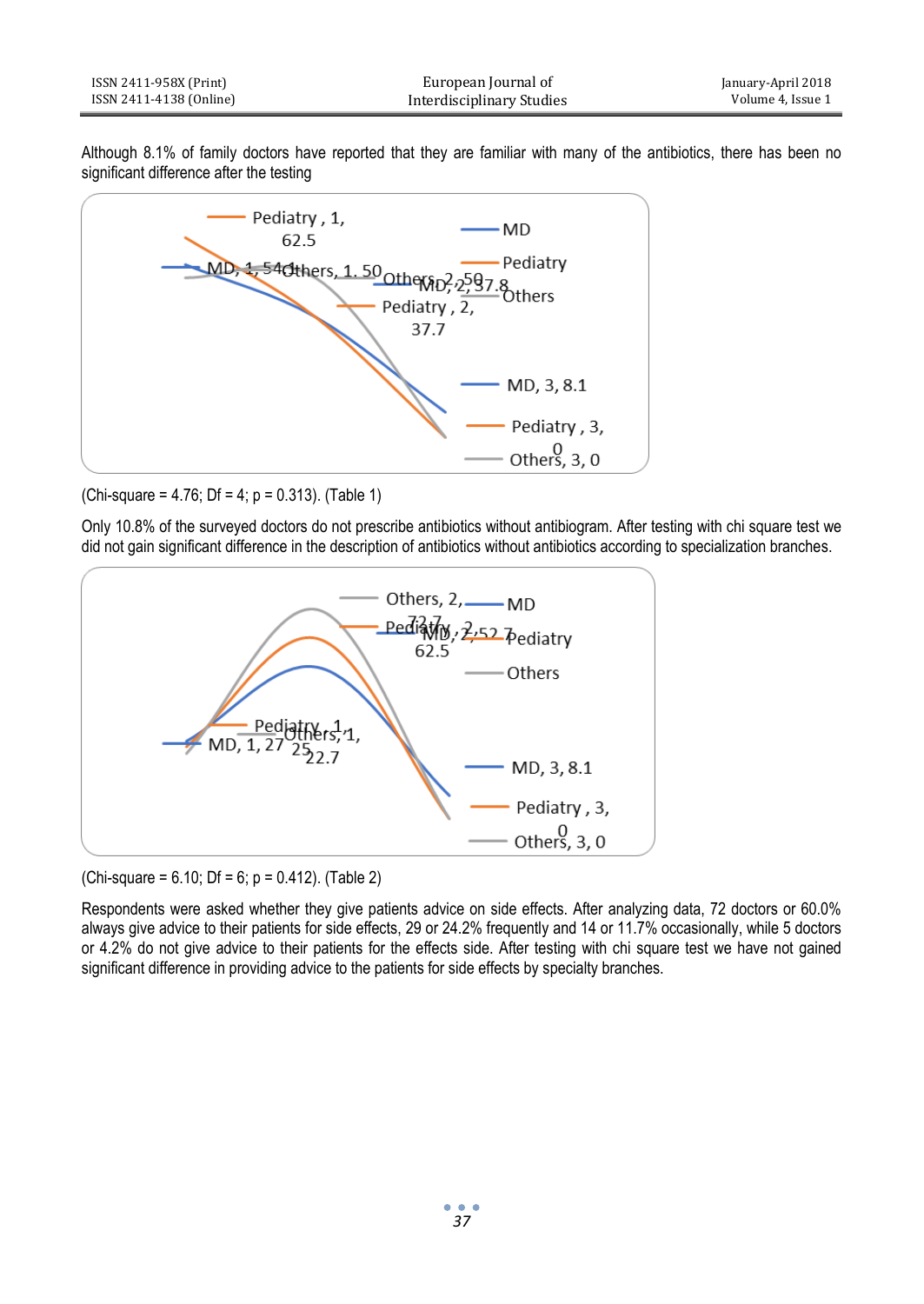Although 8.1% of family doctors have reported that they are familiar with many of the antibiotics, there has been no significant difference after the testing

(Chi-square = 4.76; Df = 4; p = 0.313). (Table 1)

Only 10.8% of the surveyed doctors do not prescribe antibiotics without antibiogram. After testing with chi square test we did not gain significant difference in the description of antibiotics without antibiotics according to specialization branches.

(Chi-square = 6.10; Df = 6; p = 0.412). (Table 2)

Respondents were asked whether they give patients advice on side effects. After analyzing data, 72 doctors or 60.0% always give advice to their patients for side effects, 29 or 24.2% frequently and 14 or 11.7% occasionally, while 5 doctors or 4.2% do not give advice to their patients for the effects side. After testing with chi square test we have not gained significant difference in providing advice to the patients for side effects by specialty branches.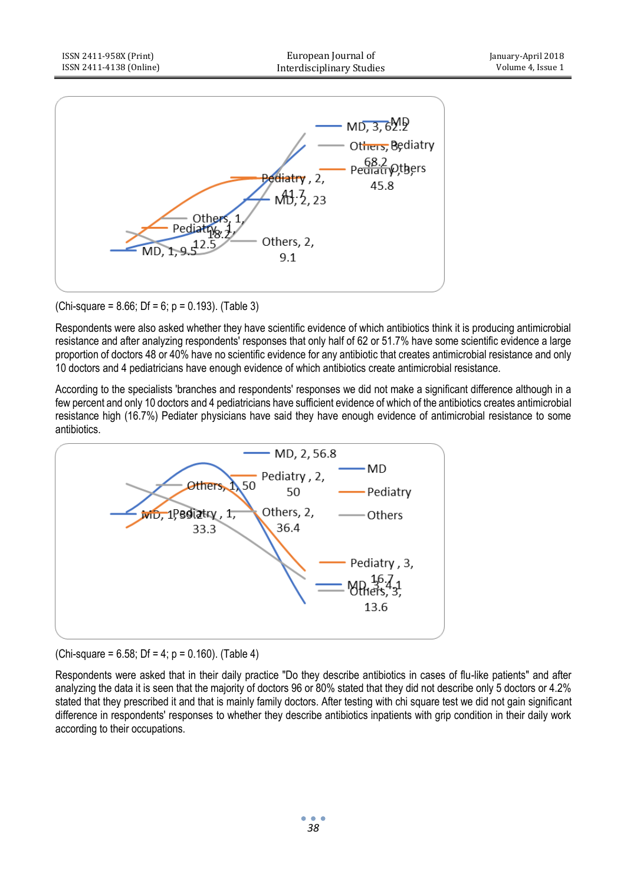(Chi-square = 8.66; Df = 6; p = 0.193). (Table 3)

Respondents were also asked whether they have scientific evidence of which antibiotics think it is producing antimicrobial resistance and after analyzing respondents' responses that only half of 62 or 51.7% have some scientific evidence a large proportion of doctors 48 or 40% have no scientific evidence for any antibiotic that creates antimicrobial resistance and only 10 doctors and 4 pediatricians have enough evidence of which antibiotics create antimicrobial resistance.

According to the specialists 'branches and respondents' responses we did not make a significant difference although in a few percent and only 10 doctors and 4 pediatricians have sufficient evidence of which of the antibiotics creates antimicrobial resistance high (16.7%) Pediater physicians have said they have enough evidence of antimicrobial resistance to some antibiotics.

(Chi-square = 6.58; Df = 4; p = 0.160). (Table 4)

Respondents were asked that in their daily practice "Do they describe antibiotics in cases of flu-like patients" and after analyzing the data it is seen that the majority of doctors 96 or 80% stated that they did not describe only 5 doctors or 4.2% stated that they prescribed it and that is mainly family doctors. After testing with chi square test we did not gain significant difference in respondents' responses to whether they describe antibiotics inpatients with grip condition in their daily work according to their occupations.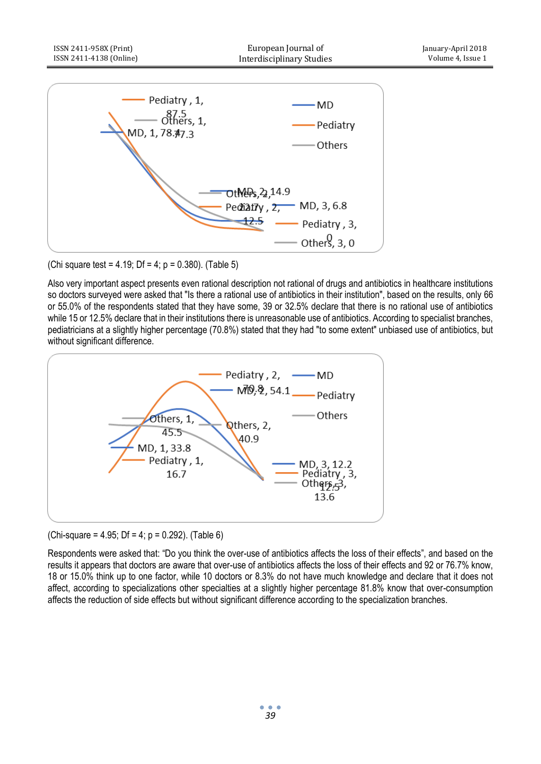(Chi square test = 4.19; Df = 4; p = 0.380). (Table 5)

Also very important aspect presents even rational description not rational of drugs and antibiotics in healthcare institutions so doctors surveyed were asked that "Is there a rational use of antibiotics in their institution", based on the results, only 66 or 55.0% of the respondents stated that they have some, 39 or 32.5% declare that there is no rational use of antibiotics while 15 or 12.5% declare that in their institutions there is unreasonable use of antibiotics. According to specialist branches, pediatricians at a slightly higher percentage (70.8%) stated that they had "to some extent" unbiased use of antibiotics, but without significant difference.

(Chi-square = 4.95; Df = 4; p = 0.292). (Table 6)

Respondents were asked that: "Do you think the over-use of antibiotics affects the loss of their effects", and based on the results it appears that doctors are aware that over-use of antibiotics affects the loss of their effects and 92 or 76.7% know, 18 or 15.0% think up to one factor, while 10 doctors or 8.3% do not have much knowledge and declare that it does not affect, according to specializations other specialties at a slightly higher percentage 81.8% know that over-consumption affects the reduction of side effects but without significant difference according to the specialization branches.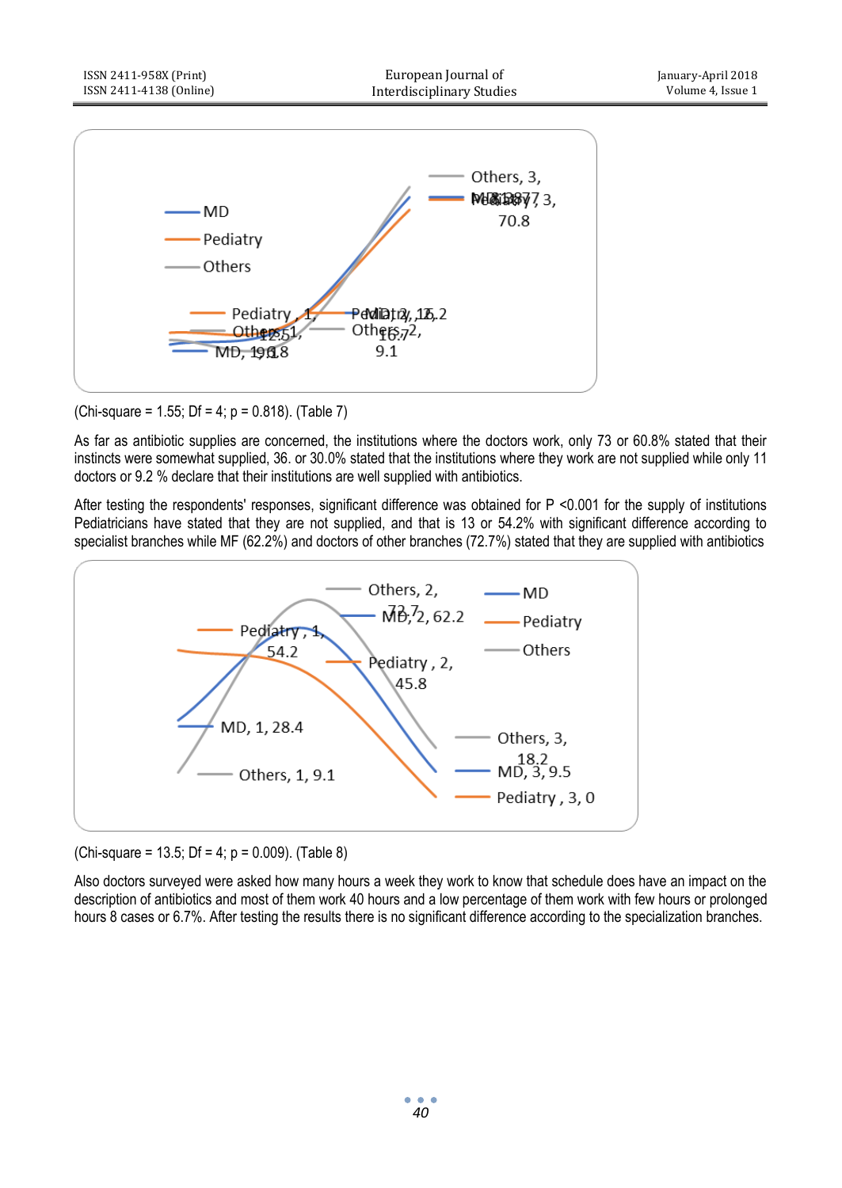(Chi-square = 1.55; Df = 4; p = 0.818). (Table 7)

As far as antibiotic supplies are concerned, the institutions where the doctors work, only 73 or 60.8% stated that their instincts were somewhat supplied, 36. or 30.0% stated that the institutions where they work are not supplied while only 11 doctors or 9.2 % declare that their institutions are well supplied with antibiotics.

After testing the respondents' responses, significant difference was obtained for P <0.001 for the supply of institutions Pediatricians have stated that they are not supplied, and that is 13 or 54.2% with significant difference according to specialist branches while MF (62.2%) and doctors of other branches (72.7%) stated that they are supplied with antibiotics

(Chi-square = 13.5; Df = 4; p = 0.009). (Table 8)

Also doctors surveyed were asked how many hours a week they work to know that schedule does have an impact on the description of antibiotics and most of them work 40 hours and a low percentage of them work with few hours or prolonged hours 8 cases or 6.7%. After testing the results there is no significant difference according to the specialization branches.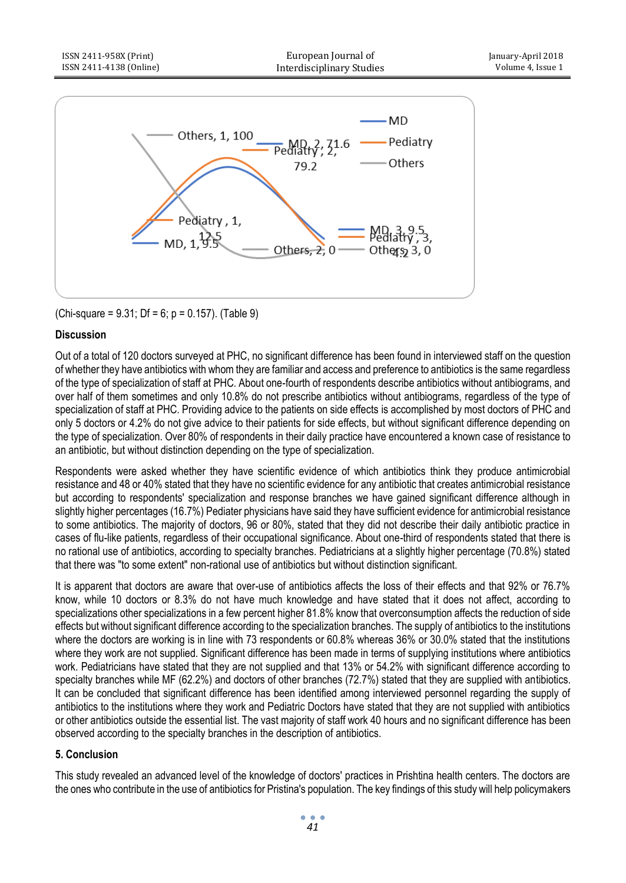(Chi-square = 9.31; Df = 6; p = 0.157). (Table 9)

### Discussion

Out of a total of 120 doctors surveyed at PHC, no significant difference has been found in interviewed staff on the question of whether they have antibiotics with whom they are familiar and access and preference to antibiotics is the same regardless of the type of specialization of staff at PHC. About one-fourth of respondents describe antibiotics without antibiograms, and over half of them sometimes and only 10.8% do not prescribe antibiotics without antibiograms, regardless of the type of specialization of staff at PHC. Providing advice to the patients on side effects is accomplished by most doctors of PHC and only 5 doctors or 4.2% do not give advice to their patients for side effects, but without significant difference depending on the type of specialization. Over 80% of respondents in their daily practice have encountered a known case of resistance to an antibiotic, but without distinction depending on the type of specialization.

Respondents were asked whether they have scientific evidence of which antibiotics think they produce antimicrobial resistance and 48 or 40% stated that they have no scientific evidence for any antibiotic that creates antimicrobial resistance but according to respondents' specialization and response branches we have gained significant difference although in slightly higher percentages (16.7%) Pediater physicians have said they have sufficient evidence for antimicrobial resistance to some antibiotics. The majority of doctors, 96 or 80%, stated that they did not describe their daily antibiotic practice in cases of flu-like patients, regardless of their occupational significance. About one-third of respondents stated that there is no rational use of antibiotics, according to specialty branches. Pediatricians at a slightly higher percentage (70.8%) stated that there was "to some extent" non-rational use of antibiotics but without distinction significant.

It is apparent that doctors are aware that over-use of antibiotics affects the loss of their effects and that 92% or 76.7% know, while 10 doctors or 8.3% do not have much knowledge and have stated that it does not affect, according to specializations other specializations in a few percent higher 81.8% know that overconsumption affects the reduction of side effects but without significant difference according to the specialization branches. The supply of antibiotics to the institutions where the doctors are working is in line with 73 respondents or 60.8% whereas 36% or 30.0% stated that the institutions where they work are not supplied. Significant difference has been made in terms of supplying institutions where antibiotics work. Pediatricians have stated that they are not supplied and that 13% or 54.2% with significant difference according to specialty branches while MF (62.2%) and doctors of other branches (72.7%) stated that they are supplied with antibiotics. It can be concluded that significant difference has been identified among interviewed personnel regarding the supply of antibiotics to the institutions where they work and Pediatric Doctors have stated that they are not supplied with antibiotics or other antibiotics outside the essential list. The vast majority of staff work 40 hours and no significant difference has been observed according to the specialty branches in the description of antibiotics.

### 5. Conclusion

This study revealed an advanced level of the knowledge of doctors' practices in Prishtina health centers. The doctors are the ones who contribute in the use of antibiotics for Pristina's population. The key findings of this study will help policymakers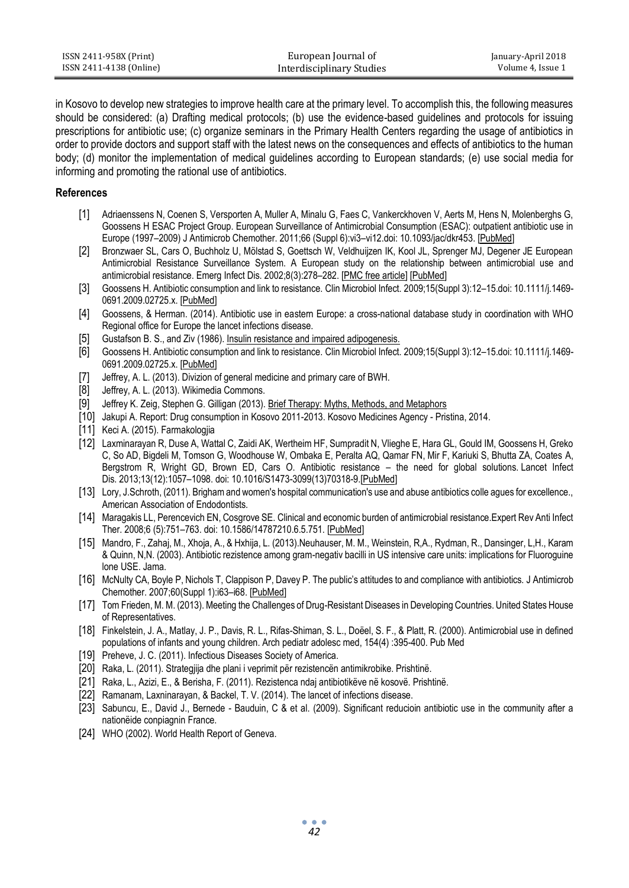in Kosovo to develop new strategies to improve health care at the primary level. To accomplish this, the following measures should be considered: (a) Drafting medical protocols; (b) use the evidence-based guidelines and protocols for issuing prescriptions for antibiotic use; (c) organize seminars in the Primary Health Centers regarding the usage of antibiotics in order to provide doctors and support staff with the latest news on the consequences and effects of antibiotics to the human body; (d) monitor the implementation of medical guidelines according to European standards; (e) use social media for informing and promoting the rational use of antibiotics.

## References

[1] Adriaenssens N, Coenen S, Versporten A, Muller A, Minalu G, Faes C, Vankerckhoven V, Aerts M, Hens N, Molenberghs G, Goossens H ESAC Project Group. European Surveillance of Antimicrobial Consumption (ESAC): outpatient antibiotic use in Europe (1997–2009) J Antimicrob Chemother. 2011;66 (Suppl 6):vi3–vi12.doi: 10.1093/jac/dkr453. [PubMed]

[2] Bronzwaer SL, Cars O, Buchholz U, Mölstad S, Goettsch W, Veldhuijzen IK, Kool JL, Sprenger MJ, Degener JE European Antimicrobial Resistance Surveillance System. A European study on the relationship between antimicrobial use and antimicrobial resistance. Emerg Infect Dis. 2002;8(3):278–282. [PMC free article] [PubMed]

[3] Goossens H. Antibiotic consumption and link to resistance. Clin Microbiol Infect. 2009;15(Suppl 3):12–15.doi: 10.1111/j.1469-0691.2009.02725.x. [PubMed]

[4] Goossens, & Herman. (2014). Antibiotic use in eastern Europe: a cross-national database study in coordination with WHO Regional office for Europe the lancet infections disease.

[5] Gustafson B. S., and Ziv (1986). Insulin resistance and impaired adipogenesis.

[6] Goossens H. Antibiotic consumption and link to resistance. Clin Microbiol Infect. 2009;15(Suppl 3):12–15.doi: 10.1111/j.1469-0691.2009.02725.x. [PubMed]

[7] Jeffrey, A. L. (2013). Divizion of general medicine and primary care of BWH.

[8] Jeffrey, A. L. (2013). Wikimedia Commons.

[9] Jeffrey K. Zeig, Stephen G. Gilligan (2013). Brief Therapy: Myths, Methods, and Metaphors

[10] Jakupi A. Report: Drug consumption in Kosovo 2011-2013. Kosovo Medicines Agency - Pristina, 2014.

[11] Keci A. (2015). Farmakologjia

[12] Laxminarayan R, Duse A, Wattal C, Zaidi AK, Wertheim HF, Sumpradit N, Vlieghe E, Hara GL, Gould IM, Goossens H, Greko C, So AD, Bigdeli M, Tomson G, Woodhouse W, Ombaka E, Peralta AQ, Qamar FN, Mir F, Kariuki S, Bhutta ZA, Coates A, Bergstrom R, Wright GD, Brown ED, Cars O. Antibiotic resistance – the need for global solutions. Lancet Infect Dis. 2013;13(12):1057–1098. doi: 10.1016/S1473-3099(13)70318-9.[PubMed]

[13] Lory, J.Schroth, (2011). Brigham and women's hospital communication's use and abuse antibiotics colle agues for excellence., American Association of Endodontists.

[14] Maragakis LL, Perencevich EN, Cosgrove SE. Clinical and economic burden of antimicrobial resistance.Expert Rev Anti Infect Ther. 2008;6 (5):751–763. doi: 10.1586/14787210.6.5.751. [PubMed]

[15] Mandro, F., Zahaj, M., Xhoja, A., & Hxhija, L. (2013).Neuhauser, M. M., Weinstein, R,A., Rydman, R., Dansinger, L,H., Karam & Quinn, N,N. (2003). Antibiotic rezistence among gram-negativ bacilli in US intensive care units: implications for Fluoroguine lone USE. Jama.

[16] McNulty CA, Boyle P, Nichols T, Clappison P, Davey P. The public's attitudes to and compliance with antibiotics. J Antimicrob Chemother. 2007;60(Suppl 1):i63–i68. [PubMed]

[17] Tom Frieden, M. M. (2013). Meeting the Challenges of Drug-Resistant Diseases in Developing Countries. United States House of Representatives.

[18] Finkelstein, J. A., Matlay, J. P., Davis, R. L., Rifas-Shiman, S. L., Doëel, S. F., & Platt, R. (2000). Antimicrobial use in defined populations of infants and young children. Arch pediatr adolesc med, 154(4) :395-400. Pub Med

[19] Preheve, J. C. (2011). Infectious Diseases Society of America.

[20] Raka, L. (2011). Strategjija dhe plani i veprimit për rezistencën antimikrobike. Prishtinë.

[21] Raka, L., Azizi, E., & Berisha, F. (2011). Rezistenca ndaj antibiotikëve në kosovë. Prishtinë.

[22] Ramanam, Laxninarayan, & Backel, T. V. (2014). The lancet of infections disease.

[23] Sabuncu, E., David J., Bernede - Bauduin, C & et al. (2009). Significant reducioin antibiotic use in the community after a nationëide conpiagnin France.

[24] WHO (2002). World Health Report of Geneva.